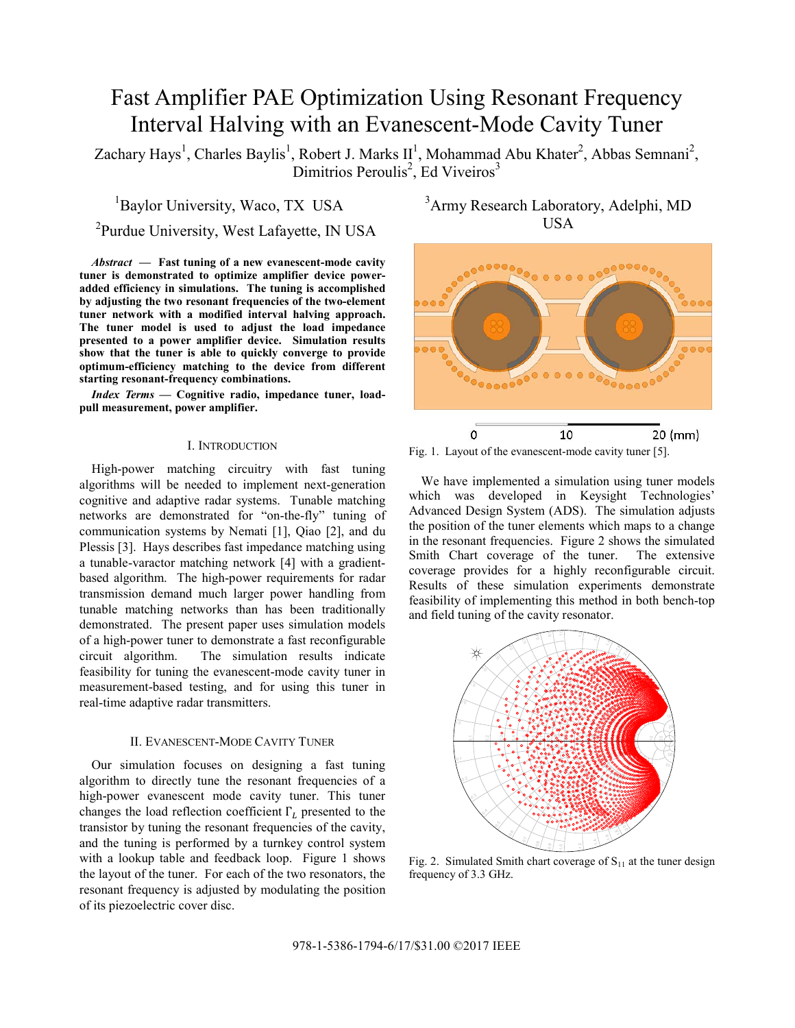# Fast Amplifier PAE Optimization Using Resonant Frequency Interval Halving with an Evanescent-Mode Cavity Tuner

Zachary Hays[1], Charles Baylis[1], Robert J. Marks II[1], Mohammad Abu Khater[2], Abbas Semnani[2], Dimitrios Peroulis[2], Ed Viveiros[3]

[1]Baylor University, Waco, TX USA

[2]Purdue University, West Lafayette, IN USA

[3]Army Research Laboratory, Adelphi, MD USA

***Abstract* — Fast tuning of a new evanescent-mode cavity tuner is demonstrated to optimize amplifier device power-added efficiency in simulations. The tuning is accomplished by adjusting the two resonant frequencies of the two-element tuner network with a modified interval halving approach. The tuner model is used to adjust the load impedance presented to a power amplifier device. Simulation results show that the tuner is able to quickly converge to provide optimum-efficiency matching to the device from different starting resonant-frequency combinations.**

***Index Terms* — Cognitive radio, impedance tuner, load-pull measurement, power amplifier.**

## I. Introduction

High-power matching circuitry with fast tuning algorithms will be needed to implement next-generation cognitive and adaptive radar systems. Tunable matching networks are demonstrated for "on-the-fly" tuning of communication systems by Nemati [1], Qiao [2], and du Plessis [3]. Hays describes fast impedance matching using a tunable-varactor matching network [4] with a gradient-based algorithm. The high-power requirements for radar transmission demand much larger power handling from tunable matching networks than has traditionally demonstrated. The present paper uses simulation models of a high-power tuner to demonstrate a fast reconfigurable circuit algorithm. The simulation results indicate feasibility for tuning the evanescent-mode cavity tuner in measurement-based testing, and for using this tuner in real-time adaptive radar transmitters.

## II. Evanescent-Mode Cavity Tuner

Our simulation focuses on designing a fast tuning algorithm to directly tune the resonant frequencies of a high-power evanescent mode cavity tuner. This tuner changes the load reflection coefficient $\Gamma_L$ presented to the transistor by tuning the resonant frequencies of the cavity, and the tuning is performed by a turnkey control system with a lookup table and feedback loop. Figure 1 shows the layout of the tuner. For each of the two resonators, the resonant frequency is adjusted by modulating the position of its piezoelectric cover disc.

0 10 20 (mm)

Fig. 1. Layout of the evanescent-mode cavity tuner [5].

We have implemented a simulation using tuner models which was developed in Keysight Technologies' Advanced Design System (ADS). The simulation adjusts the position of the tuner elements which maps to a change in the resonant frequencies. Figure 2 shows the simulated Smith Chart coverage of the tuner. The extensive coverage provides for a highly reconfigurable circuit. Results of these simulation experiments demonstrate feasibility of implementing this method in both bench-top and field tuning of the cavity resonator.

Fig. 2. Simulated Smith chart coverage of $S_{11}$ at the tuner design frequency of 3.3 GHz.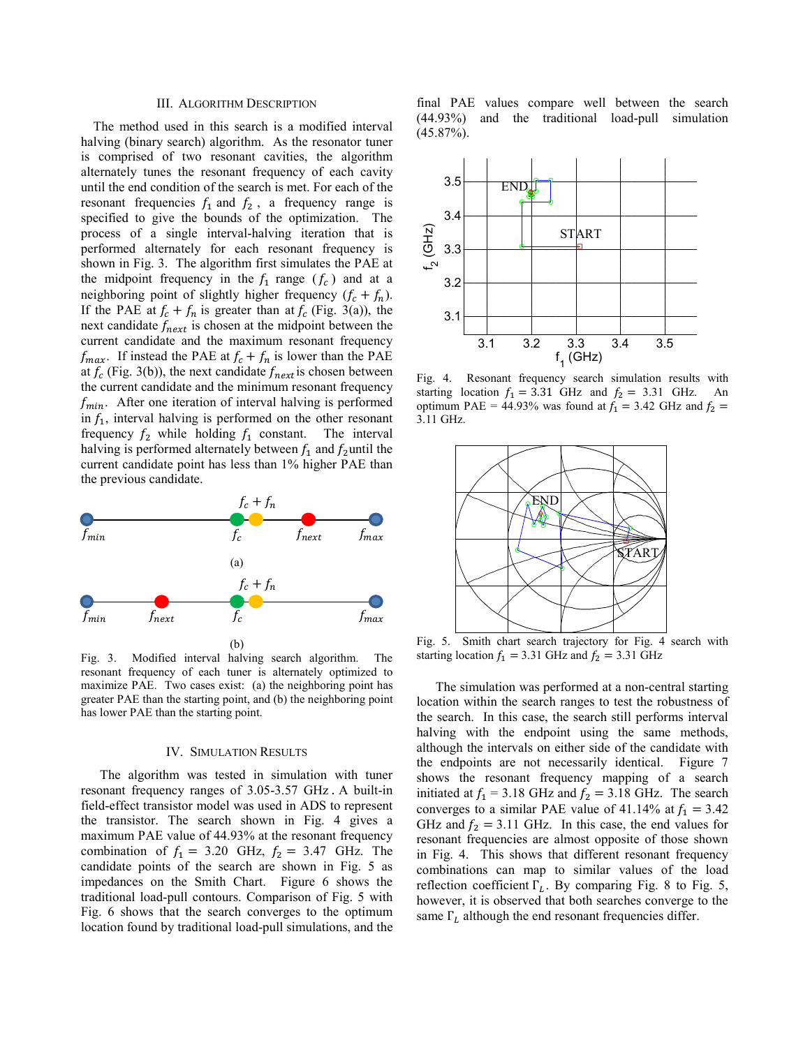## III. Algorithm Description

The method used in this search is a modified interval halving (binary search) algorithm. As the resonator tuner is comprised of two resonant cavities, the algorithm alternately tunes the resonant frequency of each cavity until the end condition of the search is met. For each of the resonant frequencies $f_1$ and $f_2$, a frequency range is specified to give the bounds of the optimization. The process of a single interval-halving iteration that is performed alternately for each resonant frequency is shown in Fig. 3. The algorithm first simulates the PAE at the midpoint frequency in the $f_1$ range ($f_c$) and at a neighboring point of slightly higher frequency ($f_c + f_n$). If the PAE at $f_c + f_n$ is greater than at $f_c$ (Fig. 3(a)), the next candidate $f_{next}$ is chosen at the midpoint between the current candidate and the maximum resonant frequency $f_{max}$. If instead the PAE at $f_c + f_n$ is lower than the PAE at $f_c$ (Fig. 3(b)), the next candidate $f_{next}$ is chosen between the current candidate and the minimum resonant frequency $f_{min}$. After one iteration of interval halving is performed in $f_1$, interval halving is performed on the other resonant frequency $f_2$ while holding $f_1$ constant. The interval halving is performed alternately between $f_1$ and $f_2$ until the current candidate point has less than 1% higher PAE than the previous candidate.

Fig. 3. Modified interval halving search algorithm. The resonant frequency of each tuner is alternately optimized to maximize PAE. Two cases exist: (a) the neighboring point has greater PAE than the starting point, and (b) the neighboring point has lower PAE than the starting point.

## IV. Simulation Results

The algorithm was tested in simulation with tuner resonant frequency ranges of 3.05-3.57 GHz. A built-in field-effect transistor model was used in ADS to represent the transistor. The search shown in Fig. 4 gives a maximum PAE value of 44.93% at the resonant frequency combination of $f_1 = 3.20$ GHz, $f_2 = 3.47$ GHz. The candidate points of the search are shown in Fig. 5 as impedances on the Smith Chart. Figure 6 shows the traditional load-pull contours. Comparison of Fig. 5 with Fig. 6 shows that the search converges to the optimum location found by traditional load-pull simulations, and the final PAE values compare well between the search (44.93%) and the traditional load-pull simulation (45.87%).

Fig. 4. Resonant frequency search simulation results with starting location $f_1 = 3.31$ GHz and $f_2 = 3.31$ GHz. An optimum PAE = 44.93% was found at $f_1 = 3.42$ GHz and $f_2 = 3.11$ GHz.

Fig. 5. Smith chart search trajectory for Fig. 4 search with starting location $f_1 = 3.31$ GHz and $f_2 = 3.31$ GHz

The simulation was performed at a non-central starting location within the search ranges to test the robustness of the search. In this case, the search still performs interval halving with the endpoint using the same methods, although the intervals on either side of the candidate with the endpoints are not necessarily identical. Figure 7 shows the resonant frequency mapping of a search initiated at $f_1 = 3.18$ GHz and $f_2 = 3.18$ GHz. The search converges to a similar PAE value of 41.14% at $f_1 = 3.42$ GHz and $f_2 = 3.11$ GHz. In this case, the end values for resonant frequencies are almost opposite of those shown in Fig. 4. This shows that different resonant frequency combinations can map to similar values of the load reflection coefficient $\Gamma_L$. By comparing Fig. 8 to Fig. 5, however, it is observed that both searches converge to the same $\Gamma_L$ although the end resonant frequencies differ.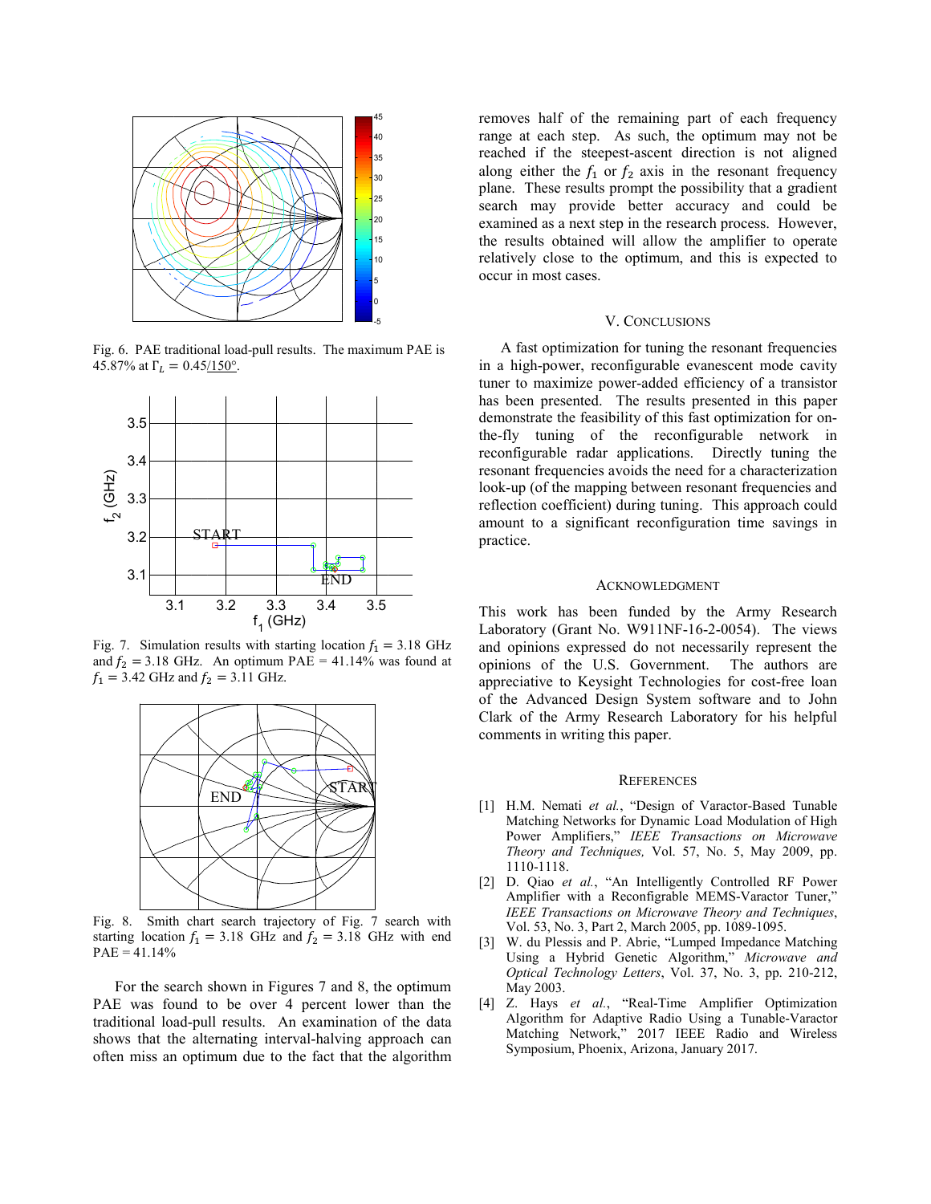45
40
35
30
25
20
15
10
5
0
-5

Fig. 6. PAE traditional load-pull results. The maximum PAE is 45.87% at $\Gamma_L = 0.45\underline{/150°}$.

3.5
3.4
3.3
3.2
3.1
$f_2$ (GHz)
START
END
3.1
3.2
3.3
3.4
3.5
$f_1$ (GHz)

Fig. 7. Simulation results with starting location $f_1 = 3.18$ GHz and $f_2 = 3.18$ GHz. An optimum PAE = 41.14% was found at $f_1 = 3.42$ GHz and $f_2 = 3.11$ GHz.

END
START

Fig. 8. Smith chart search trajectory of Fig. 7 search with starting location $f_1 = 3.18$ GHz and $f_2 = 3.18$ GHz with end PAE = 41.14%

For the search shown in Figures 7 and 8, the optimum PAE was found to be over 4 percent lower than the traditional load-pull results. An examination of the data shows that the alternating interval-halving approach can often miss an optimum due to the fact that the algorithm removes half of the remaining part of each frequency range at each step. As such, the optimum may not be reached if the steepest-ascent direction is not aligned along either the $f_1$ or $f_2$ axis in the resonant frequency plane. These results prompt the possibility that a gradient search may provide better accuracy and could be examined as a next step in the research process. However, the results obtained will allow the amplifier to operate relatively close to the optimum, and this is expected to occur in most cases.

## V. Conclusions

A fast optimization for tuning the resonant frequencies in a high-power, reconfigurable evanescent mode cavity tuner to maximize power-added efficiency of a transistor has been presented. The results presented in this paper demonstrate the feasibility of this fast optimization for on-the-fly tuning of the reconfigurable network in reconfigurable radar applications. Directly tuning the resonant frequencies avoids the need for a characterization look-up (of the mapping between resonant frequencies and reflection coefficient) during tuning. This approach could amount to a significant reconfiguration time savings in practice.

## Acknowledgment

This work has been funded by the Army Research Laboratory (Grant No. W911NF-16-2-0054). The views and opinions expressed do not necessarily represent the opinions of the U.S. Government. The authors are appreciative to Keysight Technologies for cost-free loan of the Advanced Design System software and to John Clark of the Army Research Laboratory for his helpful comments in writing this paper.

## References

[1] H.M. Nemati *et al.*, "Design of Varactor-Based Tunable Matching Networks for Dynamic Load Modulation of High Power Amplifiers," *IEEE Transactions on Microwave Theory and Techniques,* Vol. 57, No. 5, May 2009, pp. 1110-1118.

[2] D. Qiao *et al.*, "An Intelligently Controlled RF Power Amplifier with a Reconfigrable MEMS-Varactor Tuner," *IEEE Transactions on Microwave Theory and Techniques*, Vol. 53, No. 3, Part 2, March 2005, pp. 1089-1095.

[3] W. du Plessis and P. Abrie, "Lumped Impedance Matching Using a Hybrid Genetic Algorithm," *Microwave and Optical Technology Letters*, Vol. 37, No. 3, pp. 210-212, May 2003.

[4] Z. Hays *et al.*, "Real-Time Amplifier Optimization Algorithm for Adaptive Radio Using a Tunable-Varactor Matching Network," 2017 IEEE Radio and Wireless Symposium, Phoenix, Arizona, January 2017.